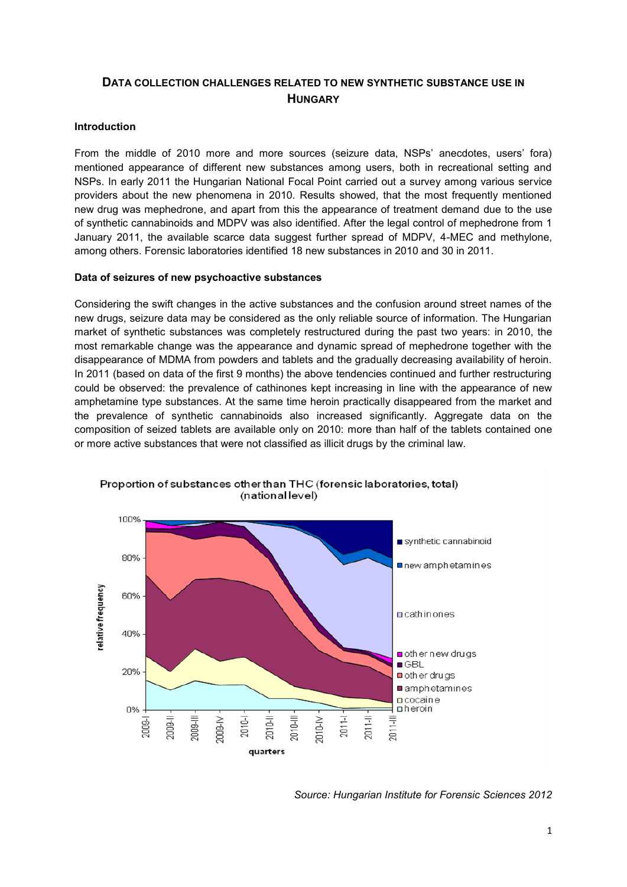# DATA COLLECTION CHALLENGES RELATED TO NEW SYNTHETIC SUBSTANCE USE IN HUNGARY

## Introduction

From the middle of 2010 more and more sources (seizure data, NSPs' anecdotes, users' fora) mentioned appearance of different new substances among users, both in recreational setting and NSPs. In early 2011 the Hungarian National Focal Point carried out a survey among various service providers about the new phenomena in 2010. Results showed, that the most frequently mentioned new drug was mephedrone, and apart from this the appearance of treatment demand due to the use of synthetic cannabinoids and MDPV was also identified. After the legal control of mephedrone from 1 January 2011, the available scarce data suggest further spread of MDPV, 4-MEC and methylone, among others. Forensic laboratories identified 18 new substances in 2010 and 30 in 2011.

## Data of seizures of new psychoactive substances

Considering the swift changes in the active substances and the confusion around street names of the new drugs, seizure data may be considered as the only reliable source of information. The Hungarian market of synthetic substances was completely restructured during the past two years: in 2010, the most remarkable change was the appearance and dynamic spread of mephedrone together with the disappearance of MDMA from powders and tablets and the gradually decreasing availability of heroin. In 2011 (based on data of the first 9 months) the above tendencies continued and further restructuring could be observed: the prevalence of cathinones kept increasing in line with the appearance of new amphetamine type substances. At the same time heroin practically disappeared from the market and the prevalence of synthetic cannabinoids also increased significantly. Aggregate data on the composition of seized tablets are available only on 2010: more than half of the tablets contained one or more active substances that were not classified as illicit drugs by the criminal law.

Proportion of substances other than THC (forensic laboratories, total) (national level)

*Source: Hungarian Institute for Forensic Sciences 2012*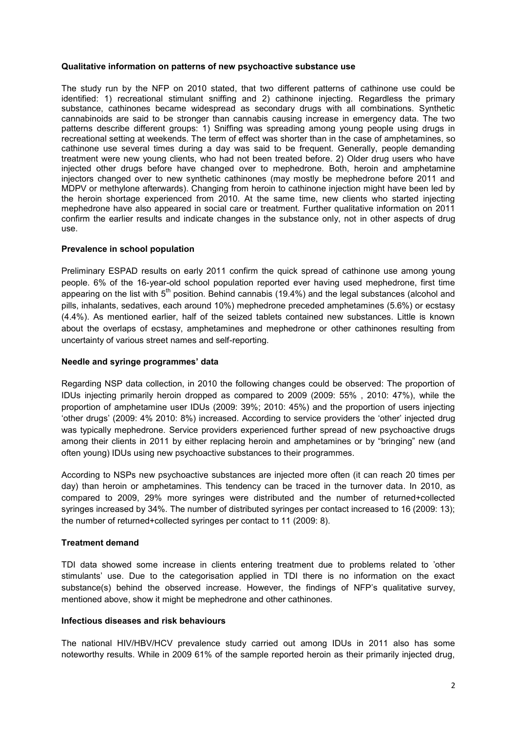**Qualitative information on patterns of new psychoactive substance use**

The study run by the NFP on 2010 stated, that two different patterns of cathinone use could be identified: 1) recreational stimulant sniffing and 2) cathinone injecting. Regardless the primary substance, cathinones became widespread as secondary drugs with all combinations. Synthetic cannabinoids are said to be stronger than cannabis causing increase in emergency data. The two patterns describe different groups: 1) Sniffing was spreading among young people using drugs in recreational setting at weekends. The term of effect was shorter than in the case of amphetamines, so cathinone use several times during a day was said to be frequent. Generally, people demanding treatment were new young clients, who had not been treated before. 2) Older drug users who have injected other drugs before have changed over to mephedrone. Both, heroin and amphetamine injectors changed over to new synthetic cathinones (may mostly be mephedrone before 2011 and MDPV or methylone afterwards). Changing from heroin to cathinone injection might have been led by the heroin shortage experienced from 2010. At the same time, new clients who started injecting mephedrone have also appeared in social care or treatment. Further qualitative information on 2011 confirm the earlier results and indicate changes in the substance only, not in other aspects of drug use.

**Prevalence in school population**

Preliminary ESPAD results on early 2011 confirm the quick spread of cathinone use among young people. 6% of the 16-year-old school population reported ever having used mephedrone, first time appearing on the list with 5th position. Behind cannabis (19.4%) and the legal substances (alcohol and pills, inhalants, sedatives, each around 10%) mephedrone preceded amphetamines (5.6%) or ecstasy (4.4%). As mentioned earlier, half of the seized tablets contained new substances. Little is known about the overlaps of ecstasy, amphetamines and mephedrone or other cathinones resulting from uncertainty of various street names and self-reporting.

**Needle and syringe programmes' data**

Regarding NSP data collection, in 2010 the following changes could be observed: The proportion of IDUs injecting primarily heroin dropped as compared to 2009 (2009: 55% , 2010: 47%), while the proportion of amphetamine user IDUs (2009: 39%; 2010: 45%) and the proportion of users injecting 'other drugs' (2009: 4% 2010: 8%) increased. According to service providers the 'other' injected drug was typically mephedrone. Service providers experienced further spread of new psychoactive drugs among their clients in 2011 by either replacing heroin and amphetamines or by "bringing" new (and often young) IDUs using new psychoactive substances to their programmes.

According to NSPs new psychoactive substances are injected more often (it can reach 20 times per day) than heroin or amphetamines. This tendency can be traced in the turnover data. In 2010, as compared to 2009, 29% more syringes were distributed and the number of returned+collected syringes increased by 34%. The number of distributed syringes per contact increased to 16 (2009: 13); the number of returned+collected syringes per contact to 11 (2009: 8).

**Treatment demand**

TDI data showed some increase in clients entering treatment due to problems related to 'other stimulants' use. Due to the categorisation applied in TDI there is no information on the exact substance(s) behind the observed increase. However, the findings of NFP's qualitative survey, mentioned above, show it might be mephedrone and other cathinones.

**Infectious diseases and risk behaviours**

The national HIV/HBV/HCV prevalence study carried out among IDUs in 2011 also has some noteworthy results. While in 2009 61% of the sample reported heroin as their primarily injected drug,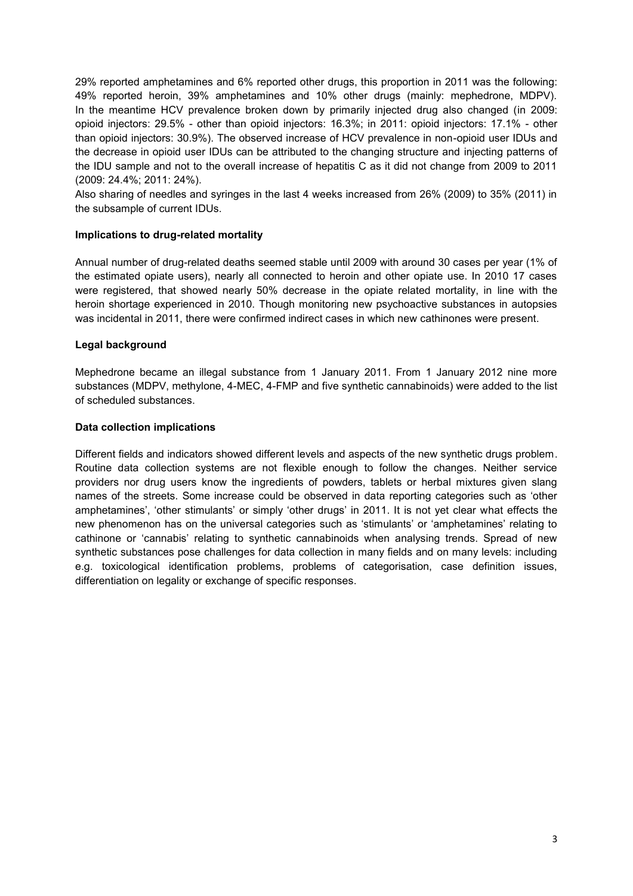29% reported amphetamines and 6% reported other drugs, this proportion in 2011 was the following: 49% reported heroin, 39% amphetamines and 10% other drugs (mainly: mephedrone, MDPV). In the meantime HCV prevalence broken down by primarily injected drug also changed (in 2009: opioid injectors: 29.5% - other than opioid injectors: 16.3%; in 2011: opioid injectors: 17.1% - other than opioid injectors: 30.9%). The observed increase of HCV prevalence in non-opioid user IDUs and the decrease in opioid user IDUs can be attributed to the changing structure and injecting patterns of the IDU sample and not to the overall increase of hepatitis C as it did not change from 2009 to 2011 (2009: 24.4%; 2011: 24%).

Also sharing of needles and syringes in the last 4 weeks increased from 26% (2009) to 35% (2011) in the subsample of current IDUs.

**Implications to drug-related mortality**

Annual number of drug-related deaths seemed stable until 2009 with around 30 cases per year (1% of the estimated opiate users), nearly all connected to heroin and other opiate use. In 2010 17 cases were registered, that showed nearly 50% decrease in the opiate related mortality, in line with the heroin shortage experienced in 2010. Though monitoring new psychoactive substances in autopsies was incidental in 2011, there were confirmed indirect cases in which new cathinones were present.

**Legal background**

Mephedrone became an illegal substance from 1 January 2011. From 1 January 2012 nine more substances (MDPV, methylone, 4-MEC, 4-FMP and five synthetic cannabinoids) were added to the list of scheduled substances.

**Data collection implications**

Different fields and indicators showed different levels and aspects of the new synthetic drugs problem. Routine data collection systems are not flexible enough to follow the changes. Neither service providers nor drug users know the ingredients of powders, tablets or herbal mixtures given slang names of the streets. Some increase could be observed in data reporting categories such as 'other amphetamines', 'other stimulants' or simply 'other drugs' in 2011. It is not yet clear what effects the new phenomenon has on the universal categories such as 'stimulants' or 'amphetamines' relating to cathinone or 'cannabis' relating to synthetic cannabinoids when analysing trends. Spread of new synthetic substances pose challenges for data collection in many fields and on many levels: including e.g. toxicological identification problems, problems of categorisation, case definition issues, differentiation on legality or exchange of specific responses.